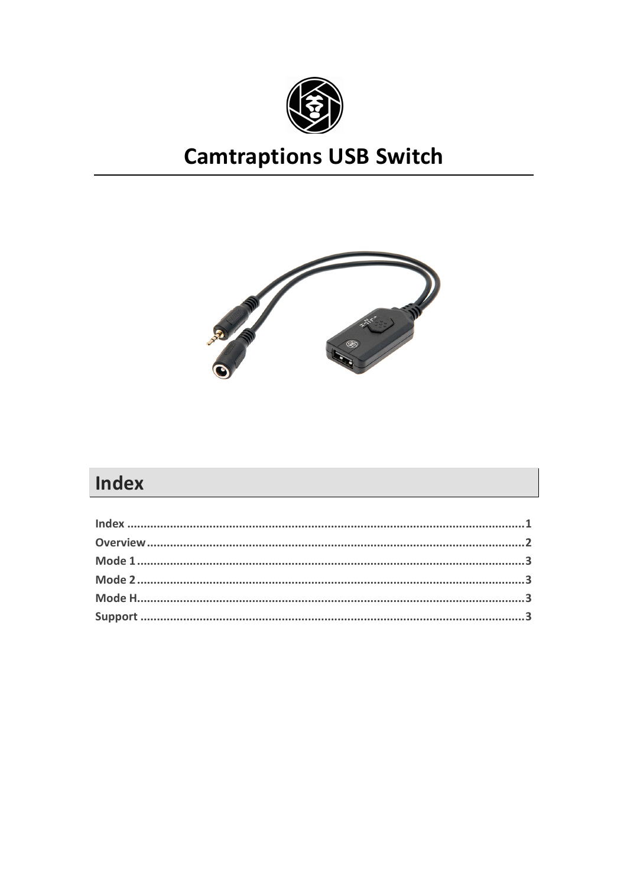# Camtraptions USB Switch

## Index

| | |
|---|---|
| **Index** | **1** |
| **Overview** | **2** |
| **Mode 1** | **3** |
| **Mode 2** | **3** |
| **Mode H** | **3** |
| **Support** | **3** |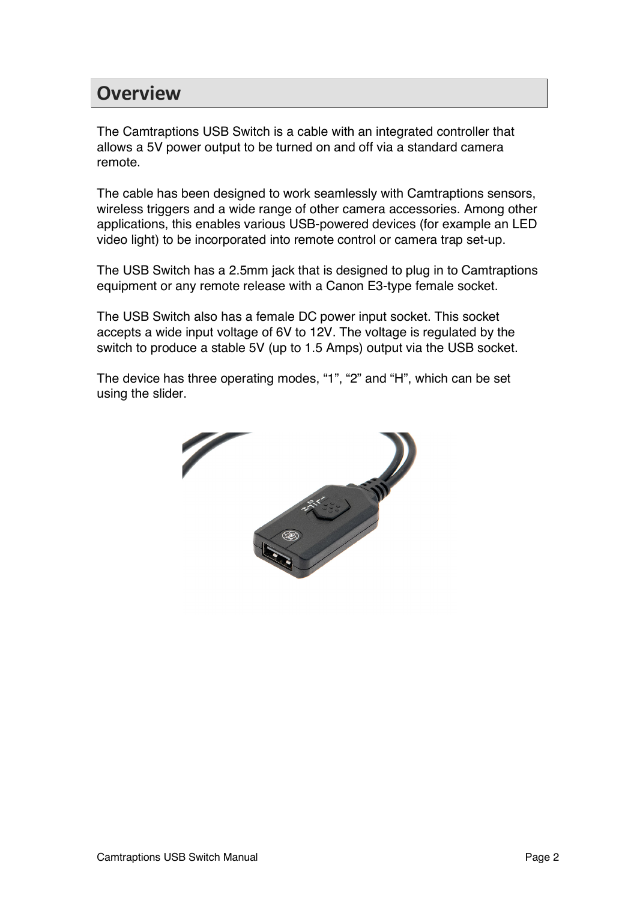## Overview

The Camtraptions USB Switch is a cable with an integrated controller that allows a 5V power output to be turned on and off via a standard camera remote.

The cable has been designed to work seamlessly with Camtraptions sensors, wireless triggers and a wide range of other camera accessories. Among other applications, this enables various USB-powered devices (for example an LED video light) to be incorporated into remote control or camera trap set-up.

The USB Switch has a 2.5mm jack that is designed to plug in to Camtraptions equipment or any remote release with a Canon E3-type female socket.

The USB Switch also has a female DC power input socket. This socket accepts a wide input voltage of 6V to 12V. The voltage is regulated by the switch to produce a stable 5V (up to 1.5 Amps) output via the USB socket.

The device has three operating modes, “1”, “2” and “H”, which can be set using the slider.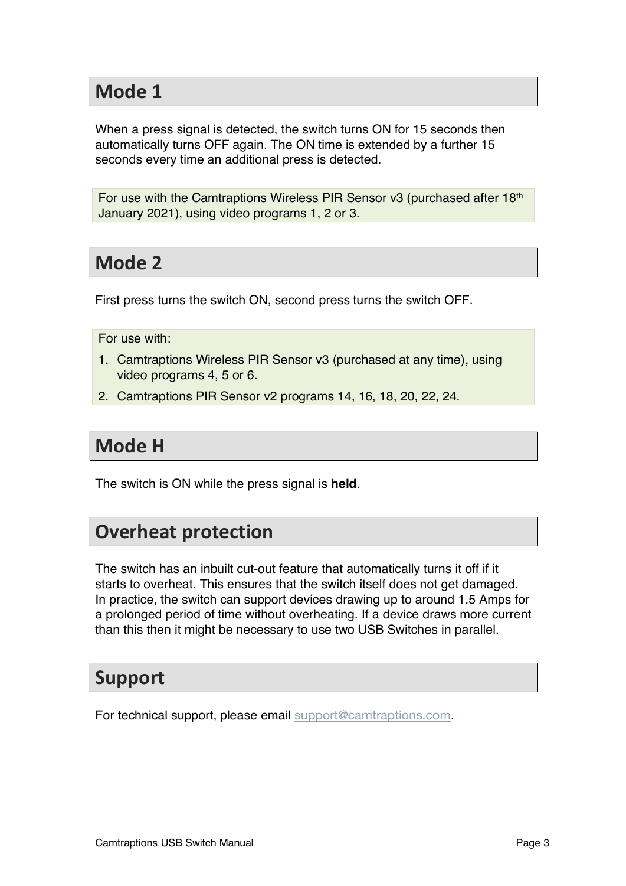## Mode 1

When a press signal is detected, the switch turns ON for 15 seconds then automatically turns OFF again. The ON time is extended by a further 15 seconds every time an additional press is detected.

For use with the Camtraptions Wireless PIR Sensor v3 (purchased after 18th January 2021), using video programs 1, 2 or 3.

## Mode 2

First press turns the switch ON, second press turns the switch OFF.

For use with:

1. Camtraptions Wireless PIR Sensor v3 (purchased at any time), using video programs 4, 5 or 6.
2. Camtraptions PIR Sensor v2 programs 14, 16, 18, 20, 22, 24.

## Mode H

The switch is ON while the press signal is **held**.

## Overheat protection

The switch has an inbuilt cut-out feature that automatically turns it off if it starts to overheat. This ensures that the switch itself does not get damaged. In practice, the switch can support devices drawing up to around 1.5 Amps for a prolonged period of time without overheating. If a device draws more current than this then it might be necessary to use two USB Switches in parallel.

## Support

For technical support, please email support@camtraptions.com.